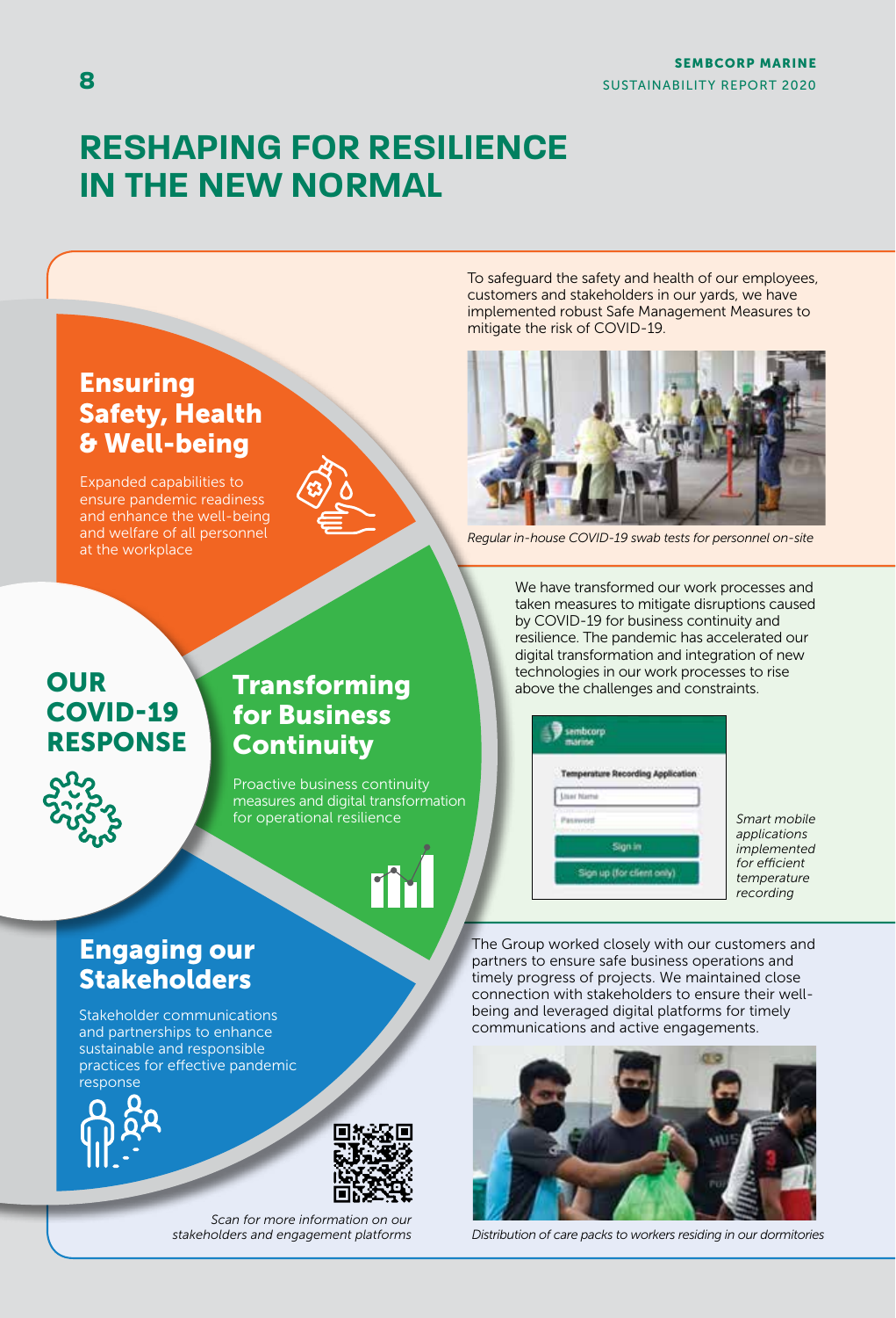# RESHAPING FOR RESILIENCE IN THE NEW NORMAL

## OUR COVID-19 RESPONSE

### Ensuring Safety, Health & Well-being

Expanded capabilities to ensure pandemic readiness and enhance the well-being and welfare of all personnel at the workplace

To safeguard the safety and health of our employees, customers and stakeholders in our yards, we have implemented robust Safe Management Measures to mitigate the risk of COVID-19.

*Regular in-house COVID-19 swab tests for personnel on-site*

### Transforming for Business Continuity

Proactive business continuity measures and digital transformation for operational resilience

We have transformed our work processes and taken measures to mitigate disruptions caused by COVID-19 for business continuity and resilience. The pandemic has accelerated our digital transformation and integration of new technologies in our work processes to rise above the challenges and constraints.

*Smart mobile applications implemented for efficient temperature recording*

### Engaging our Stakeholders

Stakeholder communications and partnerships to enhance sustainable and responsible practices for effective pandemic response

The Group worked closely with our customers and partners to ensure safe business operations and timely progress of projects. We maintained close connection with stakeholders to ensure their well-being and leveraged digital platforms for timely communications and active engagements.

*Scan for more information on our stakeholders and engagement platforms*

*Distribution of care packs to workers residing in our dormitories*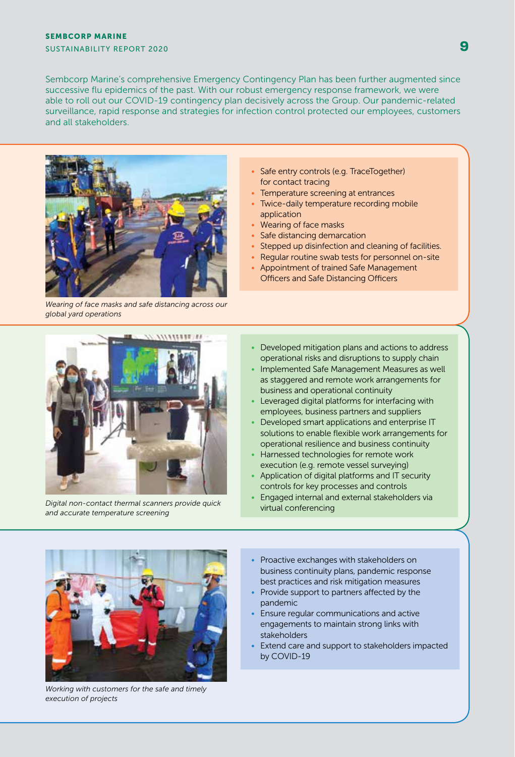Sembcorp Marine's comprehensive Emergency Contingency Plan has been further augmented since successive flu epidemics of the past. With our robust emergency response framework, we were able to roll out our COVID-19 contingency plan decisively across the Group. Our pandemic-related surveillance, rapid response and strategies for infection control protected our employees, customers and all stakeholders.

*Wearing of face masks and safe distancing across our global yard operations*

- Safe entry controls (e.g. TraceTogether) for contact tracing
- Temperature screening at entrances
- Twice-daily temperature recording mobile application
- Wearing of face masks
- Safe distancing demarcation
- Stepped up disinfection and cleaning of facilities.
- Regular routine swab tests for personnel on-site
- Appointment of trained Safe Management Officers and Safe Distancing Officers

*Digital non-contact thermal scanners provide quick and accurate temperature screening*

- Developed mitigation plans and actions to address operational risks and disruptions to supply chain
- Implemented Safe Management Measures as well as staggered and remote work arrangements for business and operational continuity
- Leveraged digital platforms for interfacing with employees, business partners and suppliers
- Developed smart applications and enterprise IT solutions to enable flexible work arrangements for operational resilience and business continuity
- Harnessed technologies for remote work execution (e.g. remote vessel surveying)
- Application of digital platforms and IT security controls for key processes and controls
- Engaged internal and external stakeholders via virtual conferencing

*Working with customers for the safe and timely execution of projects*

- Proactive exchanges with stakeholders on business continuity plans, pandemic response best practices and risk mitigation measures
- Provide support to partners affected by the pandemic
- Ensure regular communications and active engagements to maintain strong links with stakeholders
- Extend care and support to stakeholders impacted by COVID-19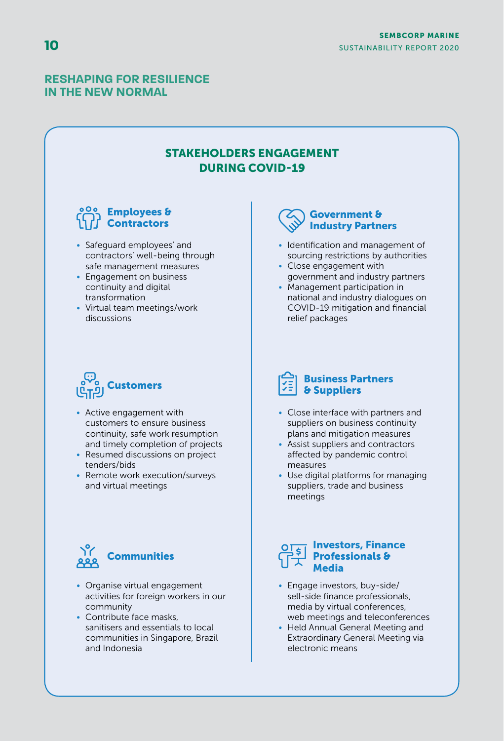## RESHAPING FOR RESILIENCE IN THE NEW NORMAL

### STAKEHOLDERS ENGAGEMENT DURING COVID-19

#### Employees & Contractors

- Safeguard employees' and contractors' well-being through safe management measures
- Engagement on business continuity and digital transformation
- Virtual team meetings/work discussions

#### Customers

- Active engagement with customers to ensure business continuity, safe work resumption and timely completion of projects
- Resumed discussions on project tenders/bids
- Remote work execution/surveys and virtual meetings

#### Communities

- Organise virtual engagement activities for foreign workers in our community
- Contribute face masks, sanitisers and essentials to local communities in Singapore, Brazil and Indonesia

#### Government & Industry Partners

- Identification and management of sourcing restrictions by authorities
- Close engagement with government and industry partners
- Management participation in national and industry dialogues on COVID-19 mitigation and financial relief packages

#### Business Partners & Suppliers

- Close interface with partners and suppliers on business continuity plans and mitigation measures
- Assist suppliers and contractors affected by pandemic control measures
- Use digital platforms for managing suppliers, trade and business meetings

#### Investors, Finance Professionals & Media

- Engage investors, buy-side/sell-side finance professionals, media by virtual conferences, web meetings and teleconferences
- Held Annual General Meeting and Extraordinary General Meeting via electronic means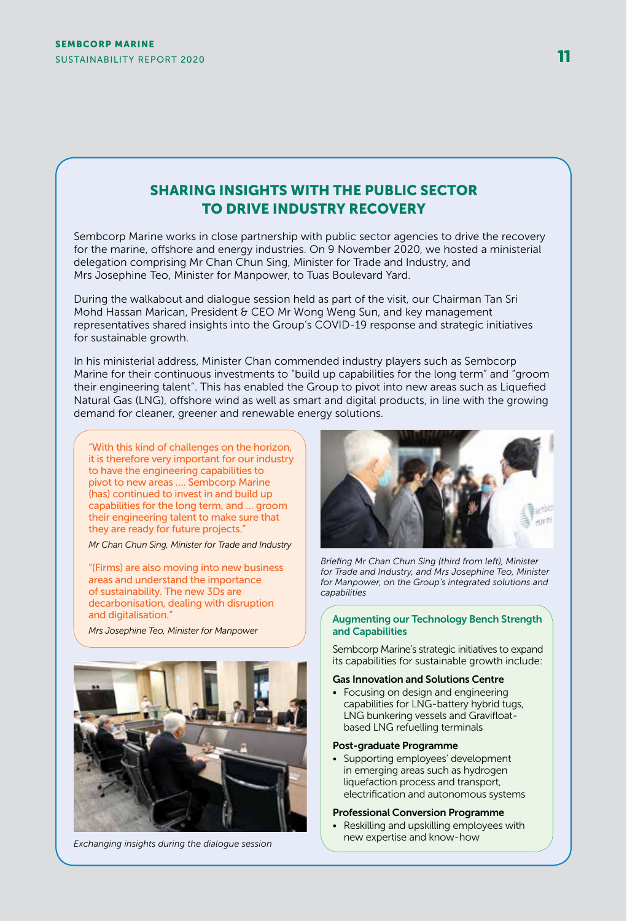## SHARING INSIGHTS WITH THE PUBLIC SECTOR TO DRIVE INDUSTRY RECOVERY

Sembcorp Marine works in close partnership with public sector agencies to drive the recovery for the marine, offshore and energy industries. On 9 November 2020, we hosted a ministerial delegation comprising Mr Chan Chun Sing, Minister for Trade and Industry, and Mrs Josephine Teo, Minister for Manpower, to Tuas Boulevard Yard.

During the walkabout and dialogue session held as part of the visit, our Chairman Tan Sri Mohd Hassan Marican, President & CEO Mr Wong Weng Sun, and key management representatives shared insights into the Group's COVID-19 response and strategic initiatives for sustainable growth.

In his ministerial address, Minister Chan commended industry players such as Sembcorp Marine for their continuous investments to "build up capabilities for the long term" and "groom their engineering talent". This has enabled the Group to pivot into new areas such as Liquefied Natural Gas (LNG), offshore wind as well as smart and digital products, in line with the growing demand for cleaner, greener and renewable energy solutions.

"With this kind of challenges on the horizon, it is therefore very important for our industry to have the engineering capabilities to pivot to new areas .... Sembcorp Marine (has) continued to invest in and build up capabilities for the long term, and ... groom their engineering talent to make sure that they are ready for future projects."

*Mr Chan Chun Sing, Minister for Trade and Industry*

"(Firms) are also moving into new business areas and understand the importance of sustainability. The new 3Ds are decarbonisation, dealing with disruption and digitalisation."

*Mrs Josephine Teo, Minister for Manpower*

*Briefing Mr Chan Chun Sing (third from left), Minister for Trade and Industry, and Mrs Josephine Teo, Minister for Manpower, on the Group's integrated solutions and capabilities*

*Exchanging insights during the dialogue session*

### Augmenting our Technology Bench Strength and Capabilities

Sembcorp Marine's strategic initiatives to expand its capabilities for sustainable growth include:

**Gas Innovation and Solutions Centre**

- Focusing on design and engineering capabilities for LNG-battery hybrid tugs, LNG bunkering vessels and Gravifloat-based LNG refuelling terminals

**Post-graduate Programme**

- Supporting employees' development in emerging areas such as hydrogen liquefaction process and transport, electrification and autonomous systems

**Professional Conversion Programme**

- Reskilling and upskilling employees with new expertise and know-how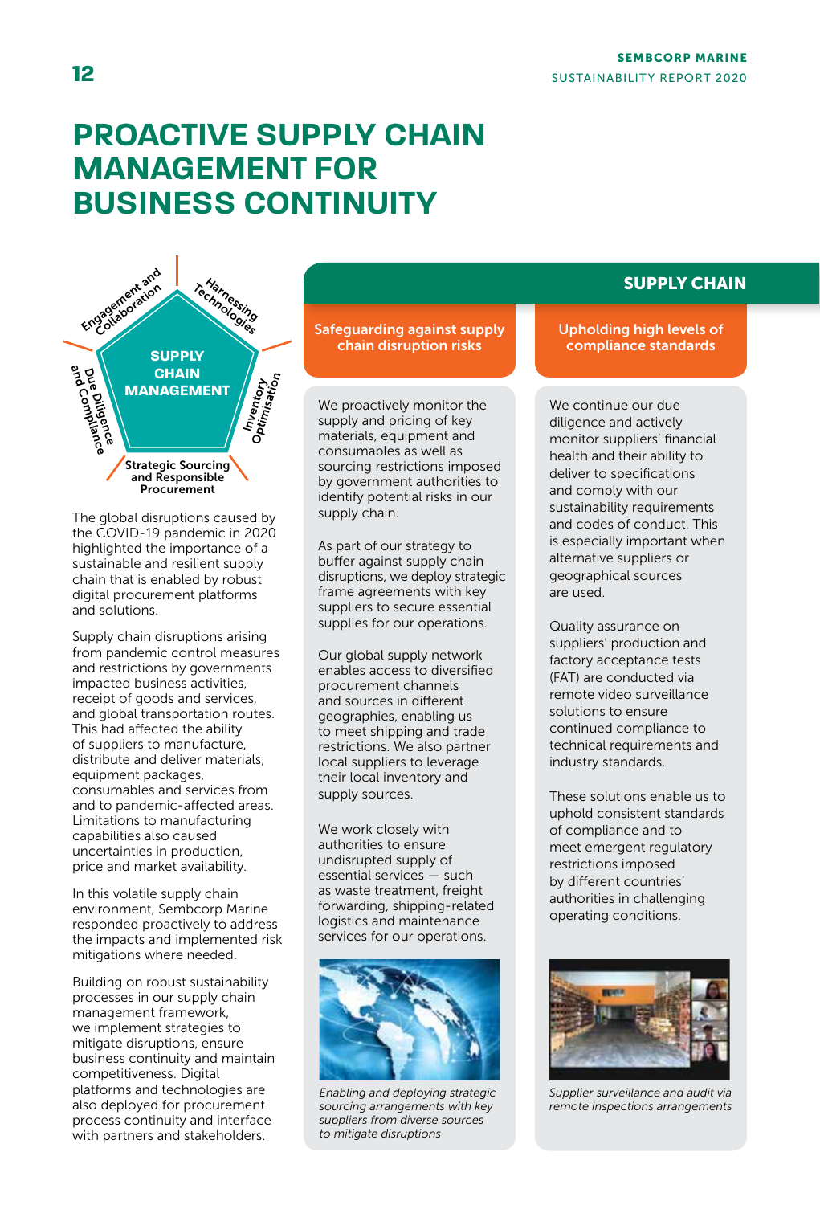# PROACTIVE SUPPLY CHAIN MANAGEMENT FOR BUSINESS CONTINUITY

SUPPLY CHAIN MANAGEMENT

- Engagement and Collaboration
- Harnessing Technologies
- Inventory Optimisation
- Strategic Sourcing and Responsible Procurement
- Due Diligence and Compliance

The global disruptions caused by the COVID-19 pandemic in 2020 highlighted the importance of a sustainable and resilient supply chain that is enabled by robust digital procurement platforms and solutions.

Supply chain disruptions arising from pandemic control measures and restrictions by governments impacted business activities, receipt of goods and services, and global transportation routes. This had affected the ability of suppliers to manufacture, distribute and deliver materials, equipment packages, consumables and services from and to pandemic-affected areas. Limitations to manufacturing capabilities also caused uncertainties in production, price and market availability.

In this volatile supply chain environment, Sembcorp Marine responded proactively to address the impacts and implemented risk mitigations where needed.

Building on robust sustainability processes in our supply chain management framework, we implement strategies to mitigate disruptions, ensure business continuity and maintain competitiveness. Digital platforms and technologies are also deployed for procurement process continuity and interface with partners and stakeholders.

## SUPPLY CHAIN

### Safeguarding against supply chain disruption risks

We proactively monitor the supply and pricing of key materials, equipment and consumables as well as sourcing restrictions imposed by government authorities to identify potential risks in our supply chain.

As part of our strategy to buffer against supply chain disruptions, we deploy strategic frame agreements with key suppliers to secure essential supplies for our operations.

Our global supply network enables access to diversified procurement channels and sources in different geographies, enabling us to meet shipping and trade restrictions. We also partner local suppliers to leverage their local inventory and supply sources.

We work closely with authorities to ensure undisrupted supply of essential services — such as waste treatment, freight forwarding, shipping-related logistics and maintenance services for our operations.

*Enabling and deploying strategic sourcing arrangements with key suppliers from diverse sources to mitigate disruptions*

### Upholding high levels of compliance standards

We continue our due diligence and actively monitor suppliers' financial health and their ability to deliver to specifications and comply with our sustainability requirements and codes of conduct. This is especially important when alternative suppliers or geographical sources are used.

Quality assurance on suppliers' production and factory acceptance tests (FAT) are conducted via remote video surveillance solutions to ensure continued compliance to technical requirements and industry standards.

These solutions enable us to uphold consistent standards of compliance and to meet emergent regulatory restrictions imposed by different countries' authorities in challenging operating conditions.

*Supplier surveillance and audit via remote inspections arrangements*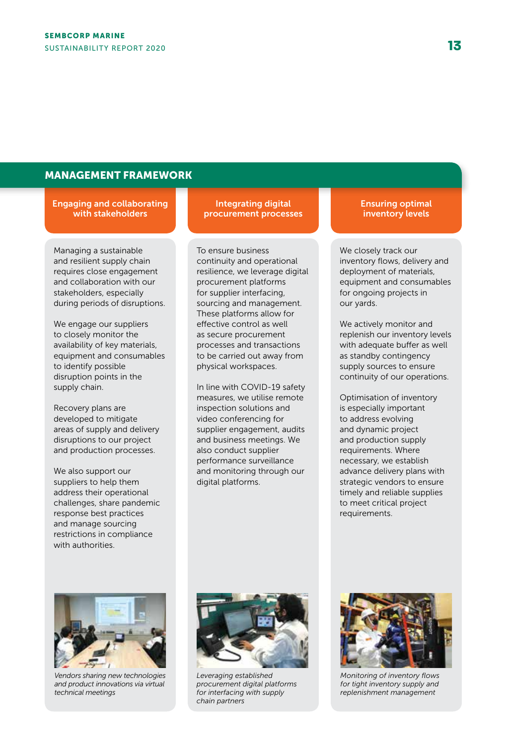## MANAGEMENT FRAMEWORK

### Engaging and collaborating with stakeholders

Managing a sustainable and resilient supply chain requires close engagement and collaboration with our stakeholders, especially during periods of disruptions.

We engage our suppliers to closely monitor the availability of key materials, equipment and consumables to identify possible disruption points in the supply chain.

Recovery plans are developed to mitigate areas of supply and delivery disruptions to our project and production processes.

We also support our suppliers to help them address their operational challenges, share pandemic response best practices and manage sourcing restrictions in compliance with authorities.

*Vendors sharing new technologies and product innovations via virtual technical meetings*

### Integrating digital procurement processes

To ensure business continuity and operational resilience, we leverage digital procurement platforms for supplier interfacing, sourcing and management. These platforms allow for effective control as well as secure procurement processes and transactions to be carried out away from physical workspaces.

In line with COVID-19 safety measures, we utilise remote inspection solutions and video conferencing for supplier engagement, audits and business meetings. We also conduct supplier performance surveillance and monitoring through our digital platforms.

*Leveraging established procurement digital platforms for interfacing with supply chain partners*

### Ensuring optimal inventory levels

We closely track our inventory flows, delivery and deployment of materials, equipment and consumables for ongoing projects in our yards.

We actively monitor and replenish our inventory levels with adequate buffer as well as standby contingency supply sources to ensure continuity of our operations.

Optimisation of inventory is especially important to address evolving and dynamic project and production supply requirements. Where necessary, we establish advance delivery plans with strategic vendors to ensure timely and reliable supplies to meet critical project requirements.

*Monitoring of inventory flows for tight inventory supply and replenishment management*